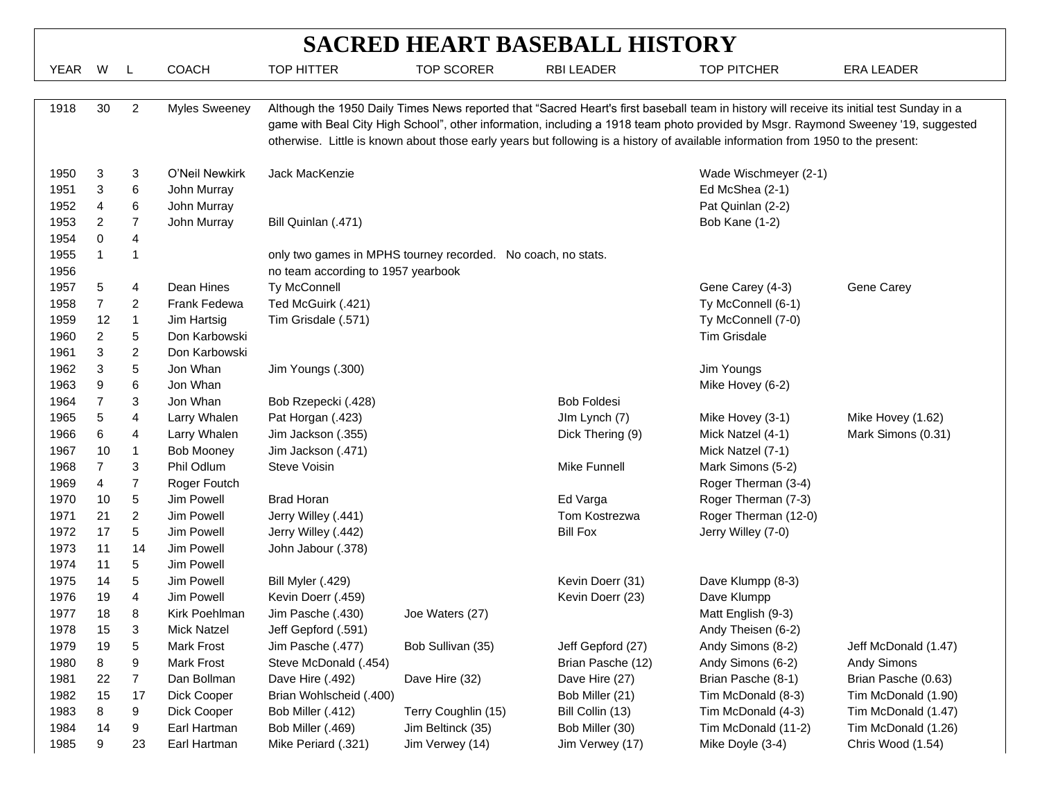# SACRED HEART BASEBALL HISTORY

| YEAR | W | L | COACH | TOP HITTER | TOP SCORER | RBI LEADER | TOP PITCHER | ERA LEADER |
|---|---|---|---|---|---|---|---|---|
| 1918 | 30 | 2 | Myles Sweeney | Although the 1950 Daily Times News reported that "Sacred Heart's first baseball team in history will receive its initial test Sunday in a game with Beal City High School", other information, including a 1918 team photo provided by Msgr. Raymond Sweeney '19, suggested otherwise. Little is known about those early years but following is a history of available information from 1950 to the present: | | | | |
| 1950 | 3 | 3 | O'Neil Newkirk | Jack MacKenzie | | | Wade Wischmeyer (2-1) | |
| 1951 | 3 | 6 | John Murray | | | | Ed McShea (2-1) | |
| 1952 | 4 | 6 | John Murray | | | | Pat Quinlan (2-2) | |
| 1953 | 2 | 7 | John Murray | Bill Quinlan (.471) | | | Bob Kane (1-2) | |
| 1954 | 0 | 4 | | | | | | |
| 1955 | 1 | 1 | | only two games in MPHS tourney recorded. No coach, no stats. | | | | |
| 1956 | | | | no team according to 1957 yearbook | | | | |
| 1957 | 5 | 4 | Dean Hines | Ty McConnell | | | Gene Carey (4-3) | Gene Carey |
| 1958 | 7 | 2 | Frank Fedewa | Ted McGuirk (.421) | | | Ty McConnell (6-1) | |
| 1959 | 12 | 1 | Jim Hartsig | Tim Grisdale (.571) | | | Ty McConnell (7-0) | |
| 1960 | 2 | 5 | Don Karbowski | | | | Tim Grisdale | |
| 1961 | 3 | 2 | Don Karbowski | | | | | |
| 1962 | 3 | 5 | Jon Whan | Jim Youngs (.300) | | | Jim Youngs | |
| 1963 | 9 | 6 | Jon Whan | | | | Mike Hovey (6-2) | |
| 1964 | 7 | 3 | Jon Whan | Bob Rzepecki (.428) | | Bob Foldesi | | |
| 1965 | 5 | 4 | Larry Whalen | Pat Horgan (.423) | | JIm Lynch (7) | Mike Hovey (3-1) | Mike Hovey (1.62) |
| 1966 | 6 | 4 | Larry Whalen | Jim Jackson (.355) | | Dick Thering (9) | Mick Natzel (4-1) | Mark Simons (0.31) |
| 1967 | 10 | 1 | Bob Mooney | Jim Jackson (.471) | | | Mick Natzel (7-1) | |
| 1968 | 7 | 3 | Phil Odlum | Steve Voisin | | Mike Funnell | Mark Simons (5-2) | |
| 1969 | 4 | 7 | Roger Foutch | | | | Roger Therman (3-4) | |
| 1970 | 10 | 5 | Jim Powell | Brad Horan | | Ed Varga | Roger Therman (7-3) | |
| 1971 | 21 | 2 | Jim Powell | Jerry Willey (.441) | | Tom Kostrezwa | Roger Therman (12-0) | |
| 1972 | 17 | 5 | Jim Powell | Jerry Willey (.442) | | Bill Fox | Jerry Willey (7-0) | |
| 1973 | 11 | 14 | Jim Powell | John Jabour (.378) | | | | |
| 1974 | 11 | 5 | Jim Powell | | | | | |
| 1975 | 14 | 5 | Jim Powell | Bill Myler (.429) | | Kevin Doerr (31) | Dave Klumpp (8-3) | |
| 1976 | 19 | 4 | Jim Powell | Kevin Doerr (.459) | | Kevin Doerr (23) | Dave Klumpp | |
| 1977 | 18 | 8 | Kirk Poehlman | Jim Pasche (.430) | Joe Waters (27) | | Matt English (9-3) | |
| 1978 | 15 | 3 | Mick Natzel | Jeff Gepford (.591) | | | Andy Theisen (6-2) | |
| 1979 | 19 | 5 | Mark Frost | Jim Pasche (.477) | Bob Sullivan (35) | Jeff Gepford (27) | Andy Simons (8-2) | Jeff McDonald (1.47) |
| 1980 | 8 | 9 | Mark Frost | Steve McDonald (.454) | | Brian Pasche (12) | Andy Simons (6-2) | Andy Simons |
| 1981 | 22 | 7 | Dan Bollman | Dave Hire (.492) | Dave Hire (32) | Dave Hire (27) | Brian Pasche (8-1) | Brian Pasche (0.63) |
| 1982 | 15 | 17 | Dick Cooper | Brian Wohlscheid (.400) | | Bob Miller (21) | Tim McDonald (8-3) | Tim McDonald (1.90) |
| 1983 | 8 | 9 | Dick Cooper | Bob Miller (.412) | Terry Coughlin (15) | Bill Collin (13) | Tim McDonald (4-3) | Tim McDonald (1.47) |
| 1984 | 14 | 9 | Earl Hartman | Bob Miller (.469) | Jim Beltinck (35) | Bob Miller (30) | Tim McDonald (11-2) | Tim McDonald (1.26) |
| 1985 | 9 | 23 | Earl Hartman | Mike Periard (.321) | Jim Verwey (14) | Jim Verwey (17) | Mike Doyle (3-4) | Chris Wood (1.54) |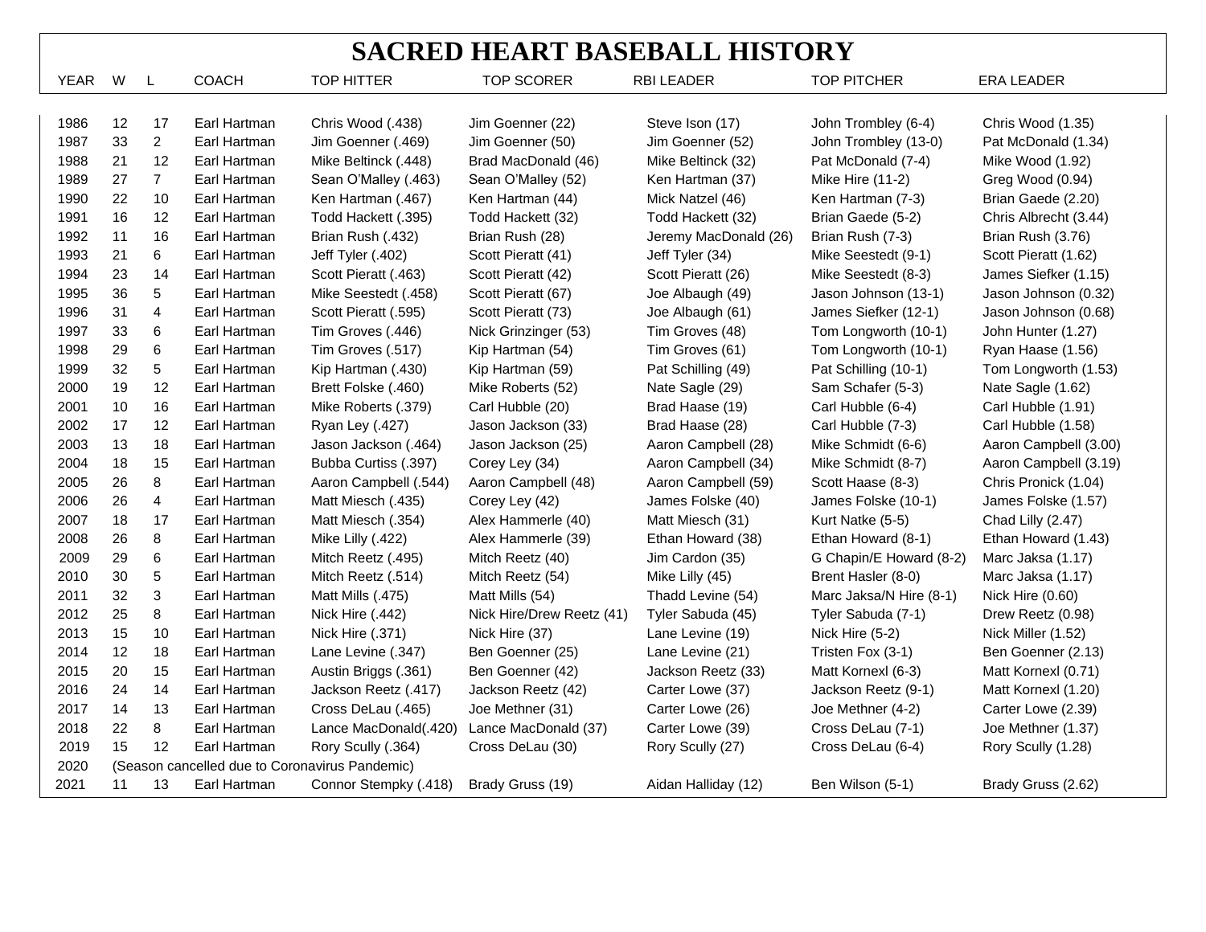# SACRED HEART BASEBALL HISTORY

| YEAR | W | L | COACH | TOP HITTER | TOP SCORER | RBI LEADER | TOP PITCHER | ERA LEADER |
|---|---|---|---|---|---|---|---|---|
| 1986 | 12 | 17 | Earl Hartman | Chris Wood (.438) | Jim Goenner (22) | Steve Ison (17) | John Trombley (6-4) | Chris Wood (1.35) |
| 1987 | 33 | 2 | Earl Hartman | Jim Goenner (.469) | Jim Goenner (50) | Jim Goenner (52) | John Trombley (13-0) | Pat McDonald (1.34) |
| 1988 | 21 | 12 | Earl Hartman | Mike Beltinck (.448) | Brad MacDonald (46) | Mike Beltinck (32) | Pat McDonald (7-4) | Mike Wood (1.92) |
| 1989 | 27 | 7 | Earl Hartman | Sean O'Malley (.463) | Sean O'Malley (52) | Ken Hartman (37) | Mike Hire (11-2) | Greg Wood (0.94) |
| 1990 | 22 | 10 | Earl Hartman | Ken Hartman (.467) | Ken Hartman (44) | Mick Natzel (46) | Ken Hartman (7-3) | Brian Gaede (2.20) |
| 1991 | 16 | 12 | Earl Hartman | Todd Hackett (.395) | Todd Hackett (32) | Todd Hackett (32) | Brian Gaede (5-2) | Chris Albrecht (3.44) |
| 1992 | 11 | 16 | Earl Hartman | Brian Rush (.432) | Brian Rush (28) | Jeremy MacDonald (26) | Brian Rush (7-3) | Brian Rush (3.76) |
| 1993 | 21 | 6 | Earl Hartman | Jeff Tyler (.402) | Scott Pieratt (41) | Jeff Tyler (34) | Mike Seestedt (9-1) | Scott Pieratt (1.62) |
| 1994 | 23 | 14 | Earl Hartman | Scott Pieratt (.463) | Scott Pieratt (42) | Scott Pieratt (26) | Mike Seestedt (8-3) | James Siefker (1.15) |
| 1995 | 36 | 5 | Earl Hartman | Mike Seestedt (.458) | Scott Pieratt (67) | Joe Albaugh (49) | Jason Johnson (13-1) | Jason Johnson (0.32) |
| 1996 | 31 | 4 | Earl Hartman | Scott Pieratt (.595) | Scott Pieratt (73) | Joe Albaugh (61) | James Siefker (12-1) | Jason Johnson (0.68) |
| 1997 | 33 | 6 | Earl Hartman | Tim Groves (.446) | Nick Grinzinger (53) | Tim Groves (48) | Tom Longworth (10-1) | John Hunter (1.27) |
| 1998 | 29 | 6 | Earl Hartman | Tim Groves (.517) | Kip Hartman (54) | Tim Groves (61) | Tom Longworth (10-1) | Ryan Haase (1.56) |
| 1999 | 32 | 5 | Earl Hartman | Kip Hartman (.430) | Kip Hartman (59) | Pat Schilling (49) | Pat Schilling (10-1) | Tom Longworth (1.53) |
| 2000 | 19 | 12 | Earl Hartman | Brett Folske (.460) | Mike Roberts (52) | Nate Sagle (29) | Sam Schafer (5-3) | Nate Sagle (1.62) |
| 2001 | 10 | 16 | Earl Hartman | Mike Roberts (.379) | Carl Hubble (20) | Brad Haase (19) | Carl Hubble (6-4) | Carl Hubble (1.91) |
| 2002 | 17 | 12 | Earl Hartman | Ryan Ley (.427) | Jason Jackson (33) | Brad Haase (28) | Carl Hubble (7-3) | Carl Hubble (1.58) |
| 2003 | 13 | 18 | Earl Hartman | Jason Jackson (.464) | Jason Jackson (25) | Aaron Campbell (28) | Mike Schmidt (6-6) | Aaron Campbell (3.00) |
| 2004 | 18 | 15 | Earl Hartman | Bubba Curtiss (.397) | Corey Ley (34) | Aaron Campbell (34) | Mike Schmidt (8-7) | Aaron Campbell (3.19) |
| 2005 | 26 | 8 | Earl Hartman | Aaron Campbell (.544) | Aaron Campbell (48) | Aaron Campbell (59) | Scott Haase (8-3) | Chris Pronick (1.04) |
| 2006 | 26 | 4 | Earl Hartman | Matt Miesch (.435) | Corey Ley (42) | James Folske (40) | James Folske (10-1) | James Folske (1.57) |
| 2007 | 18 | 17 | Earl Hartman | Matt Miesch (.354) | Alex Hammerle (40) | Matt Miesch (31) | Kurt Natke (5-5) | Chad Lilly (2.47) |
| 2008 | 26 | 8 | Earl Hartman | Mike Lilly (.422) | Alex Hammerle (39) | Ethan Howard (38) | Ethan Howard (8-1) | Ethan Howard (1.43) |
| 2009 | 29 | 6 | Earl Hartman | Mitch Reetz (.495) | Mitch Reetz (40) | Jim Cardon (35) | G Chapin/E Howard (8-2) | Marc Jaksa (1.17) |
| 2010 | 30 | 5 | Earl Hartman | Mitch Reetz (.514) | Mitch Reetz (54) | Mike Lilly (45) | Brent Hasler (8-0) | Marc Jaksa (1.17) |
| 2011 | 32 | 3 | Earl Hartman | Matt Mills (.475) | Matt Mills (54) | Thadd Levine (54) | Marc Jaksa/N Hire (8-1) | Nick Hire (0.60) |
| 2012 | 25 | 8 | Earl Hartman | Nick Hire (.442) | Nick Hire/Drew Reetz (41) | Tyler Sabuda (45) | Tyler Sabuda (7-1) | Drew Reetz (0.98) |
| 2013 | 15 | 10 | Earl Hartman | Nick Hire (.371) | Nick Hire (37) | Lane Levine (19) | Nick Hire (5-2) | Nick Miller (1.52) |
| 2014 | 12 | 18 | Earl Hartman | Lane Levine (.347) | Ben Goenner (25) | Lane Levine (21) | Tristen Fox (3-1) | Ben Goenner (2.13) |
| 2015 | 20 | 15 | Earl Hartman | Austin Briggs (.361) | Ben Goenner (42) | Jackson Reetz (33) | Matt Kornexl (6-3) | Matt Kornexl (0.71) |
| 2016 | 24 | 14 | Earl Hartman | Jackson Reetz (.417) | Jackson Reetz (42) | Carter Lowe (37) | Jackson Reetz (9-1) | Matt Kornexl (1.20) |
| 2017 | 14 | 13 | Earl Hartman | Cross DeLau (.465) | Joe Methner (31) | Carter Lowe (26) | Joe Methner (4-2) | Carter Lowe (2.39) |
| 2018 | 22 | 8 | Earl Hartman | Lance MacDonald(.420) | Lance MacDonald (37) | Carter Lowe (39) | Cross DeLau (7-1) | Joe Methner (1.37) |
| 2019 | 15 | 12 | Earl Hartman | Rory Scully (.364) | Cross DeLau (30) | Rory Scully (27) | Cross DeLau (6-4) | Rory Scully (1.28) |
| 2020 | (Season cancelled due to Coronavirus Pandemic) | | | | | | | |
| 2021 | 11 | 13 | Earl Hartman | Connor Stempky (.418) | Brady Gruss (19) | Aidan Halliday (12) | Ben Wilson (5-1) | Brady Gruss (2.62) |